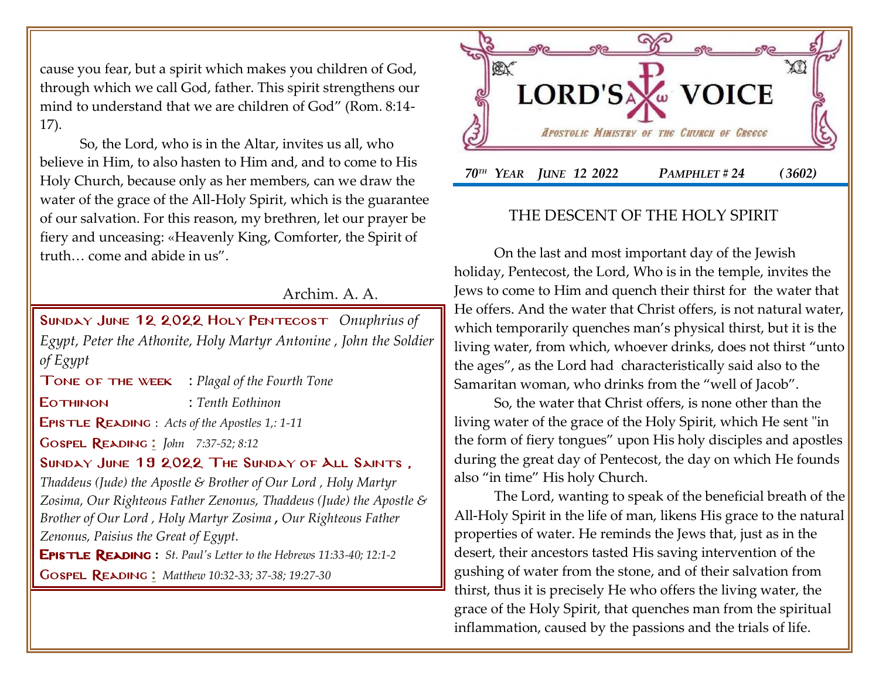# LORD'S VOICE

*Apostolic Ministry of the Church of Greece*

*70th Year June 12 2022 Pamphlet # 24 (3602)*

## THE DESCENT OF THE HOLY SPIRIT

On the last and most important day of the Jewish holiday, Pentecost, the Lord, Who is in the temple, invites the Jews to come to Him and quench their thirst for the water that He offers. And the water that Christ offers, is not natural water, which temporarily quenches man's physical thirst, but it is the living water, from which, whoever drinks, does not thirst "unto the ages", as the Lord had characteristically said also to the Samaritan woman, who drinks from the "well of Jacob".

So, the water that Christ offers, is none other than the living water of the grace of the Holy Spirit, which He sent "in the form of fiery tongues" upon His holy disciples and apostles during the great day of Pentecost, the day on which He founds also "in time" His holy Church.

The Lord, wanting to speak of the beneficial breath of the All-Holy Spirit in the life of man, likens His grace to the natural properties of water. He reminds the Jews that, just as in the desert, their ancestors tasted His saving intervention of the gushing of water from the stone, and of their salvation from thirst, thus it is precisely He who offers the living water, the grace of the Holy Spirit, that quenches man from the spiritual inflammation, caused by the passions and the trials of life.

cause you fear, but a spirit which makes you children of God, through which we call God, father. This spirit strengthens our mind to understand that we are children of God" (Rom. 8:14-17).

So, the Lord, who is in the Altar, invites us all, who believe in Him, to also hasten to Him and, and to come to His Holy Church, because only as her members, can we draw the water of the grace of the All-Holy Spirit, which is the guarantee of our salvation. For this reason, my brethren, let our prayer be fiery and unceasing: «Heavenly King, Comforter, the Spirit of truth… come and abide in us".

Archim. A. A.

**Sunday June 12 2022 Holy Pentecost** *Onuphrius of Egypt, Peter the Athonite, Holy Martyr Antonine , John the Soldier of Egypt*

**Tone of the week** : *Plagal of the Fourth Tone*

**Eothinon** : *Tenth Eothinon*

**Epistle Reading** : *Acts of the Apostles 1,: 1-11*

**Gospel Reading :** *John 7:37-52; 8:12*

**Sunday June 19 2022 The Sunday of All Saints ,** *Thaddeus (Jude) the Apostle & Brother of Our Lord , Holy Martyr Zosima, Our Righteous Father Zenonus, Thaddeus (Jude) the Apostle & Brother of Our Lord , Holy Martyr Zosima , Our Righteous Father Zenonus, Paisius the Great of Egypt.*

**Epistle Reading :** *St. Paul's Letter to the Hebrews 11:33-40; 12:1-2*

**Gospel Reading :** *Matthew 10:32-33; 37-38; 19:27-30*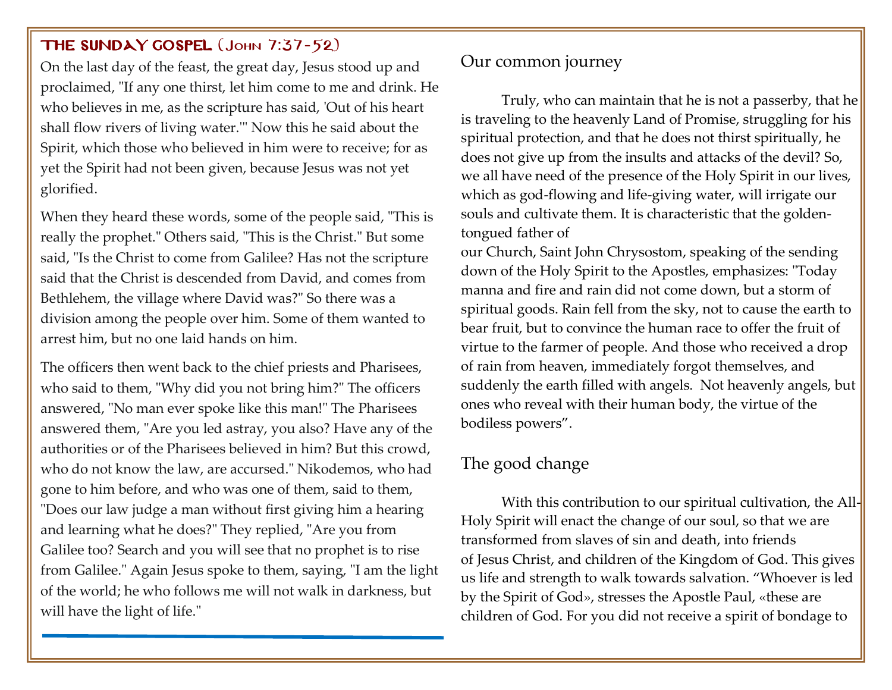## THE SUNDAY GOSPEL (John 7:37-52)

On the last day of the feast, the great day, Jesus stood up and proclaimed, "If any one thirst, let him come to me and drink. He who believes in me, as the scripture has said, 'Out of his heart shall flow rivers of living water.'" Now this he said about the Spirit, which those who believed in him were to receive; for as yet the Spirit had not been given, because Jesus was not yet glorified.

When they heard these words, some of the people said, "This is really the prophet." Others said, "This is the Christ." But some said, "Is the Christ to come from Galilee? Has not the scripture said that the Christ is descended from David, and comes from Bethlehem, the village where David was?" So there was a division among the people over him. Some of them wanted to arrest him, but no one laid hands on him.

The officers then went back to the chief priests and Pharisees, who said to them, "Why did you not bring him?" The officers answered, "No man ever spoke like this man!" The Pharisees answered them, "Are you led astray, you also? Have any of the authorities or of the Pharisees believed in him? But this crowd, who do not know the law, are accursed." Nikodemos, who had gone to him before, and who was one of them, said to them, "Does our law judge a man without first giving him a hearing and learning what he does?" They replied, "Are you from Galilee too? Search and you will see that no prophet is to rise from Galilee." Again Jesus spoke to them, saying, "I am the light of the world; he who follows me will not walk in darkness, but will have the light of life."

---

## Our common journey

Truly, who can maintain that he is not a passerby, that he is traveling to the heavenly Land of Promise, struggling for his spiritual protection, and that he does not thirst spiritually, he does not give up from the insults and attacks of the devil? So, we all have need of the presence of the Holy Spirit in our lives, which as god-flowing and life-giving water, will irrigate our souls and cultivate them. It is characteristic that the golden-tongued father of our Church, Saint John Chrysostom, speaking of the sending down of the Holy Spirit to the Apostles, emphasizes: "Today manna and fire and rain did not come down, but a storm of spiritual goods. Rain fell from the sky, not to cause the earth to bear fruit, but to convince the human race to offer the fruit of virtue to the farmer of people. And those who received a drop of rain from heaven, immediately forgot themselves, and suddenly the earth filled with angels. Not heavenly angels, but ones who reveal with their human body, the virtue of the bodiless powers".

## The good change

With this contribution to our spiritual cultivation, the All-Holy Spirit will enact the change of our soul, so that we are transformed from slaves of sin and death, into friends of Jesus Christ, and children of the Kingdom of God. This gives us life and strength to walk towards salvation. "Whoever is led by the Spirit of God», stresses the Apostle Paul, «these are children of God. For you did not receive a spirit of bondage to